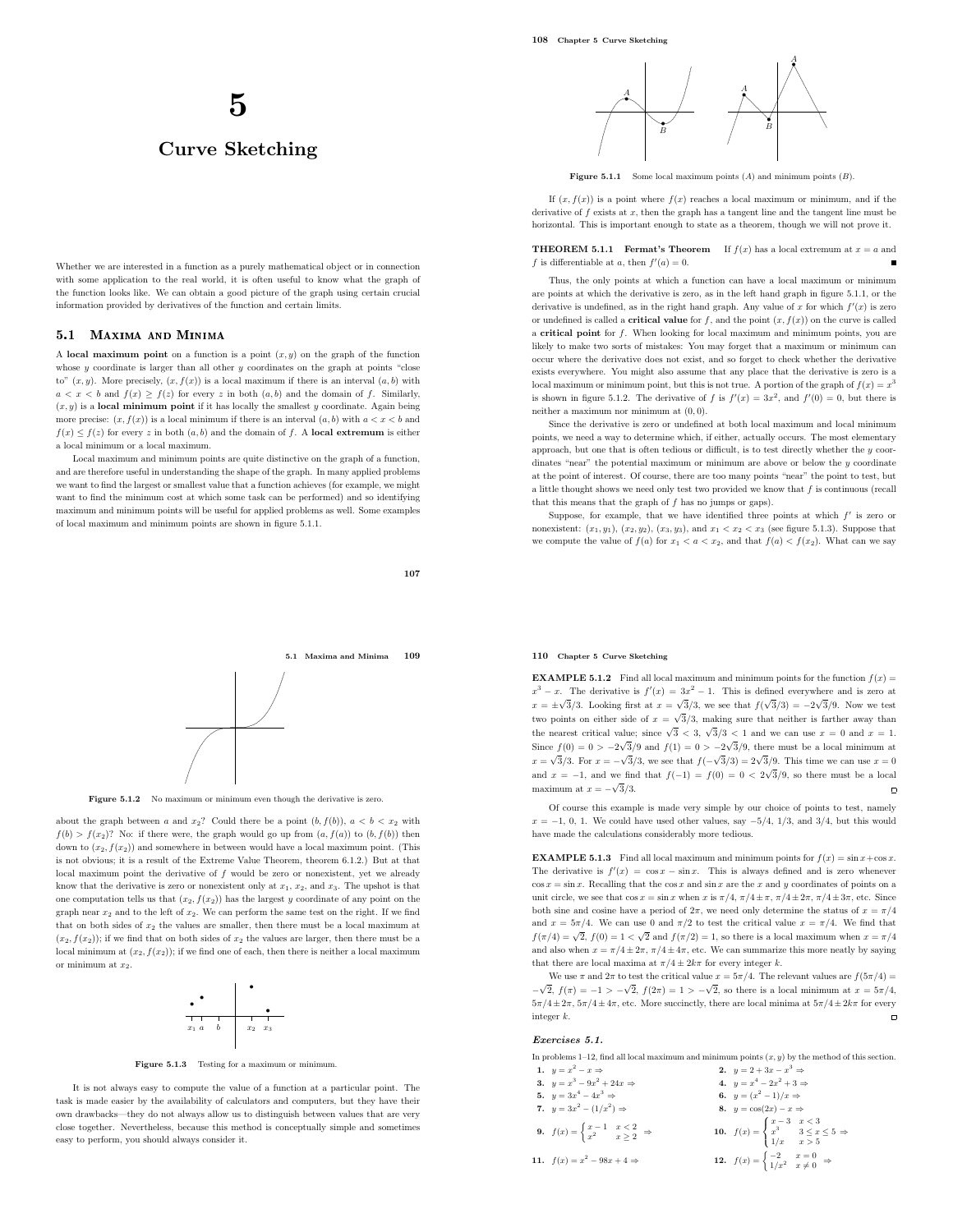# 5

# Curve Sketching

Whether we are interested in a function as a purely mathematical object or in connection with some application to the real world, it is often useful to know what the graph of the function looks like. We can obtain a good picture of the graph using certain crucial information provided by derivatives of the function and certain limits.

## 5.1 Maxima and Minima

A **local maximum point** on a function is a point $(x, y)$ on the graph of the function whose $y$ coordinate is larger than all other $y$ coordinates on the graph at points "close to" $(x, y)$. More precisely, $(x, f(x))$ is a local maximum if there is an interval $(a, b)$ with $a < x < b$ and $f(x) \ge f(z)$ for every $z$ in both $(a, b)$ and the domain of $f$. Similarly, $(x, y)$ is a **local minimum point** if it has locally the smallest $y$ coordinate. Again being more precise: $(x, f(x))$ is a local minimum if there is an interval $(a, b)$ with $a < x < b$ and $f(x) \le f(z)$ for every $z$ in both $(a, b)$ and the domain of $f$. A **local extremum** is either a local minimum or a local maximum.

Local maximum and minimum points are quite distinctive on the graph of a function, and are therefore useful in understanding the shape of the graph. In many applied problems we want to find the largest or smallest value that a function achieves (for example, we might want to find the minimum cost at which some task can be performed) and so identifying maximum and minimum points will be useful for applied problems as well. Some examples of local maximum and minimum points are shown in figure 5.1.1.

Figure 5.1.1 Some local maximum points ($A$) and minimum points ($B$).

If $(x, f(x))$ is a point where $f(x)$ reaches a local maximum or minimum, and if the derivative of $f$ exists at $x$, then the graph has a tangent line and the tangent line must be horizontal. This is important enough to state as a theorem, though we will not prove it.

**THEOREM 5.1.1 Fermat's Theorem** If $f(x)$ has a local extremum at $x = a$ and $f$ is differentiable at $a$, then $f'(a) = 0$. ∎

Thus, the only points at which a function can have a local maximum or minimum are points at which the derivative is zero, as in the left hand graph in figure 5.1.1, or the derivative is undefined, as in the right hand graph. Any value of $x$ for which $f'(x)$ is zero or undefined is called a **critical value** for $f$, and the point $(x, f(x))$ on the curve is called a **critical point** for $f$. When looking for local maximum and minimum points, you are likely to make two sorts of mistakes: You may forget that a maximum or minimum can occur where the derivative does not exist, and so forget to check whether the derivative exists everywhere. You might also assume that any place that the derivative is zero is a local maximum or minimum point, but this is not true. A portion of the graph of $f(x) = x^3$ is shown in figure 5.1.2. The derivative of $f$ is $f'(x) = 3x^2$, and $f'(0) = 0$, but there is neither a maximum nor minimum at $(0, 0)$.

Since the derivative is zero or undefined at both local maximum and local minimum points, we need a way to determine which, if either, actually occurs. The most elementary approach, but one that is often tedious or difficult, is to test directly whether the $y$ coordinates "near" the potential maximum or minimum are above or below the $y$ coordinate at the point of interest. Of course, there are too many points "near" the point to test, but a little thought shows we need only test two provided we know that $f$ is continuous (recall that this means that the graph of $f$ has no jumps or gaps).

Suppose, for example, that we have identified three points at which $f'$ is zero or nonexistent: $(x_1, y_1)$, $(x_2, y_2)$, $(x_3, y_3)$, and $x_1 < x_2 < x_3$ (see figure 5.1.3). Suppose that we compute the value of $f(a)$ for $x_1 < a < x_2$, and that $f(a) < f(x_2)$. What can we say about the graph between $a$ and $x_2$? Could there be a point $(b, f(b))$, $a < b < x_2$ with $f(b) > f(x_2)$? No: if there were, the graph would go up from $(a, f(a))$ to $(b, f(b))$ then down to $(x_2, f(x_2))$ and somewhere in between would have a local maximum point. (This is not obvious; it is a result of the Extreme Value Theorem, theorem 6.1.2.) But at that local maximum point the derivative of $f$ would be zero or nonexistent, yet we already know that the derivative is zero or nonexistent only at $x_1$, $x_2$, and $x_3$. The upshot is that one computation tells us that $(x_2, f(x_2))$ has the largest $y$ coordinate of any point on the graph near $x_2$ and to the left of $x_2$. We can perform the same test on the right. If we find that on both sides of $x_2$ the values are smaller, then there must be a local maximum at $(x_2, f(x_2))$; if we find that on both sides of $x_2$ the values are larger, then there must be a local minimum at $(x_2, f(x_2))$; if we find one of each, then there is neither a local maximum or minimum at $x_2$.

Figure 5.1.2 No maximum or minimum even though the derivative is zero.

Figure 5.1.3 Testing for a maximum or minimum.

It is not always easy to compute the value of a function at a particular point. The task is made easier by the availability of calculators and computers, but they have their own drawbacks—they do not always allow us to distinguish between values that are very close together. Nevertheless, because this method is conceptually simple and sometimes easy to perform, you should always consider it.

**EXAMPLE 5.1.2** Find all local maximum and minimum points for the function $f(x) = x^3 - x$. The derivative is $f'(x) = 3x^2 - 1$. This is defined everywhere and is zero at $x = \pm\sqrt{3}/3$. Looking first at $x = \sqrt{3}/3$, we see that $f(\sqrt{3}/3) = -2\sqrt{3}/9$. Now we test two points on either side of $x = \sqrt{3}/3$, making sure that neither is farther away than the nearest critical value; since $\sqrt{3} < 3$, $\sqrt{3}/3 < 1$ and we can use $x = 0$ and $x = 1$. Since $f(0) = 0 > -2\sqrt{3}/9$ and $f(1) = 0 > -2\sqrt{3}/9$, there must be a local minimum at $x = \sqrt{3}/3$. For $x = -\sqrt{3}/3$, we see that $f(-\sqrt{3}/3) = 2\sqrt{3}/9$. This time we can use $x = 0$ and $x = -1$, and we find that $f(-1) = f(0) = 0 < 2\sqrt{3}/9$, so there must be a local maximum at $x = -\sqrt{3}/3$. □

Of course this example is made very simple by our choice of points to test, namely $x = -1, 0, 1$. We could have used other values, say $-5/4$, $1/3$, and $3/4$, but this would have made the calculations considerably more tedious.

**EXAMPLE 5.1.3** Find all local maximum and minimum points for $f(x) = \sin x + \cos x$. The derivative is $f'(x) = \cos x - \sin x$. This is always defined and is zero whenever $\cos x = \sin x$. Recalling that the $\cos x$ and $\sin x$ are the $x$ and $y$ coordinates of points on a unit circle, we see that $\cos x = \sin x$ when $x$ is $\pi/4$, $\pi/4 \pm \pi$, $\pi/4 \pm 2\pi$, $\pi/4 \pm 3\pi$, etc. Since both sine and cosine have a period of $2\pi$, we need only determine the status of $x = \pi/4$ and $x = 5\pi/4$. We can use 0 and $\pi/2$ to test the critical value $x = \pi/4$. We find that $f(\pi/4) = \sqrt{2}$, $f(0) = 1 < \sqrt{2}$ and $f(\pi/2) = 1$, so there is a local maximum when $x = \pi/4$ and also when $x = \pi/4 \pm 2\pi$, $\pi/4 \pm 4\pi$, etc. We can summarize this more neatly by saying that there are local maxima at $\pi/4 \pm 2k\pi$ for every integer $k$.

We use $\pi$ and $2\pi$ to test the critical value $x = 5\pi/4$. The relevant values are $f(5\pi/4) = -\sqrt{2}$, $f(\pi) = -1 > -\sqrt{2}$, $f(2\pi) = 1 > -\sqrt{2}$, so there is a local minimum at $x = 5\pi/4$, $5\pi/4 \pm 2\pi$, $5\pi/4 \pm 4\pi$, etc. More succinctly, there are local minima at $5\pi/4 \pm 2k\pi$ for every integer $k$. □

### *Exercises 5.1.*

In problems 1–12, find all local maximum and minimum points $(x, y)$ by the method of this section.

**1.** $y = x^2 - x \Rightarrow$

**2.** $y = 2 + 3x - x^3 \Rightarrow$

**3.** $y = x^3 - 9x^2 + 24x \Rightarrow$

**4.** $y = x^4 - 2x^2 + 3 \Rightarrow$

**5.** $y = 3x^4 - 4x^3 \Rightarrow$

**6.** $y = (x^2 - 1)/x \Rightarrow$

**7.** $y = 3x^2 - (1/x^2) \Rightarrow$

**8.** $y = \cos(2x) - x \Rightarrow$

**9.** $f(x) = \begin{cases} x - 1 & x < 2 \\ x^2 & x \ge 2 \end{cases} \Rightarrow$

**10.** $f(x) = \begin{cases} x - 3 & x < 3 \\ x^3 & 3 \le x \le 5 \\ 1/x & x > 5 \end{cases} \Rightarrow$

**11.** $f(x) = x^2 - 98x + 4 \Rightarrow$

**12.** $f(x) = \begin{cases} -2 & x = 0 \\ 1/x^2 & x \ne 0 \end{cases} \Rightarrow$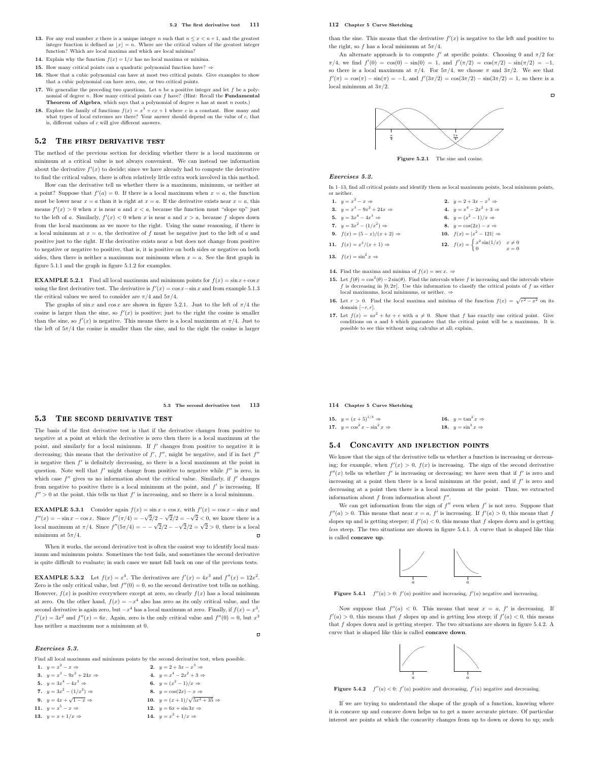13. For any real number $x$ there is a unique integer $n$ such that $n \le x < n+1$, and the greatest integer function is defined as $\lfloor x \rfloor = n$. Where are the critical values of the greatest integer function? Which are local maxima and which are local minima?

14. Explain why the function $f(x) = 1/x$ has no local maxima or minima.

15. How many critical points can a quadratic polynomial function have? ⇒

16. Show that a cubic polynomial can have at most two critical points. Give examples to show that a cubic polynomial can have zero, one, or two critical points.

17. We generalize the preceding two questions. Let $n$ be a positive integer and let $f$ be a polynomial of degree $n$. How many critical points can $f$ have? (Hint: Recall the **Fundamental Theorem of Algebra**, which says that a polynomial of degree $n$ has at most $n$ roots.)

18. Explore the family of functions $f(x) = x^3 + cx + 1$ where $c$ is a constant. How many and what types of local extremes are there? Your answer should depend on the value of $c$, that is, different values of $c$ will give different answers.

## 5.2 The first derivative test

The method of the previous section for deciding whether there is a local maximum or minimum at a critical value is not always convenient. We can instead use information about the derivative $f'(x)$ to decide; since we have already had to compute the derivative to find the critical values, there is often relatively little extra work involved in this method.

How can the derivative tell us whether there is a maximum, minimum, or neither at a point? Suppose that $f'(a) = 0$. If there is a local maximum when $x = a$, the function must be lower near $x = a$ than it is right at $x = a$. If the derivative exists near $x = a$, this means $f'(x) > 0$ when $x$ is near $a$ and $x < a$, because the function must "slope up" just to the left of $a$. Similarly, $f'(x) < 0$ when $x$ is near $a$ and $x > a$, because $f$ slopes down from the local maximum as we move to the right. Using the same reasoning, if there is a local minimum at $x = a$, the derivative of $f$ must be negative just to the left of $a$ and positive just to the right. If the derivative exists near $a$ but does not change from positive to negative or negative to positive, that is, it is positive on both sides or negative on both sides, then there is neither a maximum nor minimum when $x = a$. See the first graph in figure 5.1.1 and the graph in figure 5.1.2 for examples.

**EXAMPLE 5.2.1** Find all local maximum and minimum points for $f(x) = \sin x + \cos x$ using the first derivative test. The derivative is $f'(x) = \cos x - \sin x$ and from example 5.1.3 the critical values we need to consider are $\pi/4$ and $5\pi/4$.

The graphs of $\sin x$ and $\cos x$ are shown in figure 5.2.1. Just to the left of $\pi/4$ the cosine is larger than the sine, so $f'(x)$ is positive; just to the right the cosine is smaller than the sine, so $f'(x)$ is negative. This means there is a local maximum at $\pi/4$. Just to the left of $5\pi/4$ the cosine is smaller than the sine, and to the right the cosine is larger than the sine. This means that the derivative $f'(x)$ is negative to the left and positive to the right, so $f$ has a local minimum at $5\pi/4$.

An alternate approach is to compute $f'$ at specific points. Choosing 0 and $\pi/2$ for $\pi/4$, we find $f'(0) = \cos(0) - \sin(0) = 1$, and $f'(\pi/2) = \cos(\pi/2) - \sin(\pi/2) = -1$, so there is a local maximum at $\pi/4$. For $5\pi/4$, we choose $\pi$ and $3\pi/2$. We see that $f'(\pi) = \cos(\pi) - \sin(\pi) = -1$, and $f'(3\pi/2) = \cos(3\pi/2) - \sin(3\pi/2) = 1$, so there is a local minimum at $3\pi/2$. □

Figure 5.2.1 The sine and cosine.

### Exercises 5.2.

In 1–13, find all critical points and identify them as local maximum points, local minimum points, or neither.

1. $y = x^2 - x$ ⇒
2. $y = 2 + 3x - x^3$ ⇒
3. $y = x^3 - 9x^2 + 24x$ ⇒
4. $y = x^4 - 2x^2 + 3$ ⇒
5. $y = 3x^4 - 4x^3$ ⇒
6. $y = (x^2 - 1)/x$ ⇒
7. $y = 3x^2 - (1/x^2)$ ⇒
8. $y = \cos(2x) - x$ ⇒
9. $f(x) = (5 - x)/(x + 2)$ ⇒
10. $f(x) = |x^2 - 121|$ ⇒
11. $f(x) = x^3/(x + 1)$ ⇒
12. $f(x) = \begin{cases} x^2 \sin(1/x) & x \ne 0 \\ 0 & x = 0 \end{cases}$
13. $f(x) = \sin^2 x$ ⇒
14. Find the maxima and minima of $f(x) = \sec x$. ⇒
15. Let $f(\theta) = \cos^2(\theta) - 2\sin(\theta)$. Find the intervals where $f$ is increasing and the intervals where $f$ is decreasing in $[0, 2\pi]$. Use this information to classify the critical points of $f$ as either local maximums, local minimums, or neither. ⇒
16. Let $r > 0$. Find the local maxima and minima of the function $f(x) = \sqrt{r^2 - x^2}$ on its domain $[-r, r]$.
17. Let $f(x) = ax^2 + bx + c$ with $a \ne 0$. Show that $f$ has exactly one critical point. Give conditions on $a$ and $b$ which guarantee that the critical point will be a maximum. It is possible to see this without using calculus at all; explain.

## 5.3 The second derivative test

The basis of the first derivative test is that if the derivative changes from positive to negative at a point at which the derivative is zero then there is a local maximum at the point, and similarly for a local minimum. If $f'$ changes from positive to negative it is decreasing; this means that the derivative of $f'$, $f''$, might be negative, and if in fact $f''$ is negative then $f'$ is definitely decreasing, so there is a local maximum at the point in question. Note well that $f'$ might change from positive to negative while $f''$ is zero, in which case $f''$ gives us no information about the critical value. Similarly, if $f'$ changes from negative to positive there is a local minimum at the point, and $f'$ is increasing. If $f'' > 0$ at the point, this tells us that $f'$ is increasing, and so there is a local minimum.

**EXAMPLE 5.3.1** Consider again $f(x) = \sin x + \cos x$, with $f'(x) = \cos x - \sin x$ and $f''(x) = -\sin x - \cos x$. Since $f''(\pi/4) = -\sqrt{2}/2 - \sqrt{2}/2 = -\sqrt{2} < 0$, we know there is a local maximum at $\pi/4$. Since $f''(5\pi/4) = -\,-\sqrt{2}/2 - -\sqrt{2}/2 = \sqrt{2} > 0$, there is a local minimum at $5\pi/4$. □

When it works, the second derivative test is often the easiest way to identify local maximum and minimum points. Sometimes the test fails, and sometimes the second derivative is quite difficult to evaluate; in such cases we must fall back on one of the previous tests.

**EXAMPLE 5.3.2** Let $f(x) = x^4$. The derivatives are $f'(x) = 4x^3$ and $f''(x) = 12x^2$. Zero is the only critical value, but $f''(0) = 0$, so the second derivative test tells us nothing. However, $f(x)$ is positive everywhere except at zero, so clearly $f(x)$ has a local minimum at zero. On the other hand, $f(x) = -x^4$ also has zero as its only critical value, and the second derivative is again zero, but $-x^4$ has a local maximum at zero. Finally, if $f(x) = x^3$, $f'(x) = 3x^2$ and $f''(x) = 6x$. Again, zero is the only critical value and $f''(0) = 0$, but $x^3$ has neither a maximum nor a minimum at 0. □

### Exercises 5.3.

Find all local maximum and minimum points by the second derivative test, when possible.

1. $y = x^2 - x$ ⇒
2. $y = 2 + 3x - x^3$ ⇒
3. $y = x^3 - 9x^2 + 24x$ ⇒
4. $y = x^4 - 2x^2 + 3$ ⇒
5. $y = 3x^4 - 4x^3$ ⇒
6. $y = (x^2 - 1)/x$ ⇒
7. $y = 3x^2 - (1/x^2)$ ⇒
8. $y = \cos(2x) - x$ ⇒
9. $y = 4x + \sqrt{1 - x}$ ⇒
10. $y = (x + 1)/\sqrt{5x^2 + 35}$ ⇒
11. $y = x^5 - x$ ⇒
12. $y = 6x + \sin 3x$ ⇒
13. $y = x + 1/x$ ⇒
14. $y = x^2 + 1/x$ ⇒
15. $y = (x + 5)^{1/4}$ ⇒
16. $y = \tan^2 x$ ⇒
17. $y = \cos^2 x - \sin^2 x$ ⇒
18. $y = \sin^3 x$ ⇒

## 5.4 Concavity and inflection points

We know that the sign of the derivative tells us whether a function is increasing or decreasing; for example, when $f'(x) > 0$, $f(x)$ is increasing. The sign of the second derivative $f''(x)$ tells us whether $f'$ is increasing or decreasing; we have seen that if $f'$ is zero and increasing at a point then there is a local minimum at the point, and if $f'$ is zero and decreasing at a point then there is a local maximum at the point. Thus, we extracted information about $f$ from information about $f''$.

We can get information from the sign of $f''$ even when $f'$ is not zero. Suppose that $f''(a) > 0$. This means that near $x = a$, $f'$ is increasing. If $f'(a) > 0$, this means that $f$ slopes up and is getting steeper; if $f'(a) < 0$, this means that $f$ slopes down and is getting *less* steep. The two situations are shown in figure 5.4.1. A curve that is shaped like this is called **concave up**.

Figure 5.4.1 $f''(a) > 0$: $f'(a)$ positive and increasing, $f'(a)$ negative and increasing.

Now suppose that $f''(a) < 0$. This means that near $x = a$, $f'$ is decreasing. If $f'(a) > 0$, this means that $f$ slopes up and is getting less steep; if $f'(a) < 0$, this means that $f$ slopes down and is getting steeper. The two situations are shown in figure 5.4.2. A curve that is shaped like this is called **concave down**.

Figure 5.4.2 $f''(a) < 0$: $f'(a)$ positive and decreasing, $f'(a)$ negative and decreasing.

If we are trying to understand the shape of the graph of a function, knowing where it is concave up and concave down helps us to get a more accurate picture. Of particular interest are points at which the concavity changes from up to down or down to up; such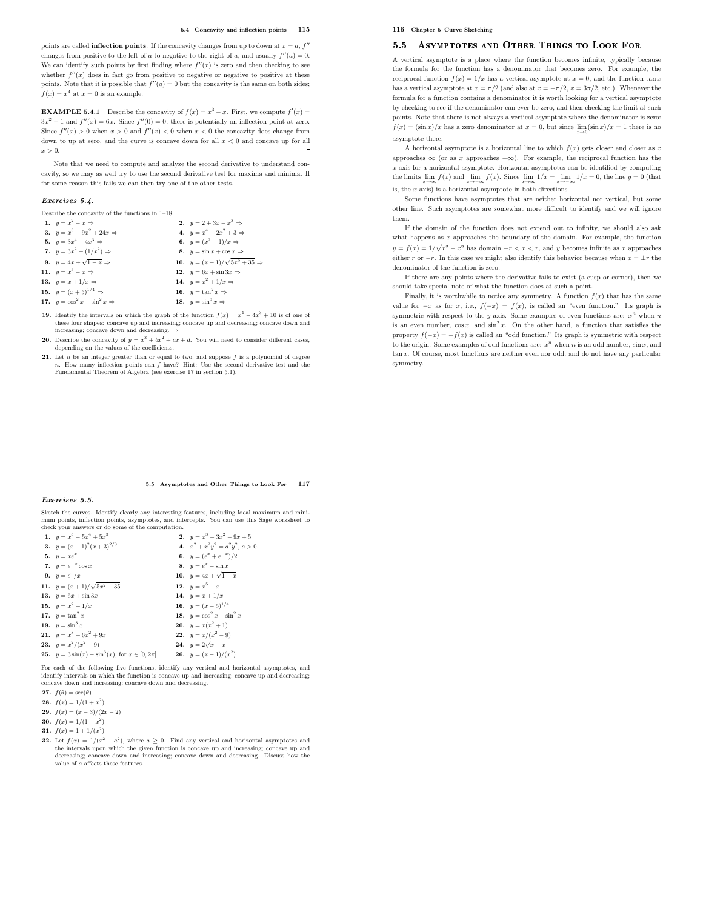points are called **inflection points**. If the concavity changes from up to down at $x = a$, $f''$ changes from positive to the left of $a$ to negative to the right of $a$, and usually $f''(a) = 0$. We can identify such points by first finding where $f''(x)$ is zero and then checking to see whether $f''(x)$ does in fact go from positive to negative or negative to positive at these points. Note that it is possible that $f''(a) = 0$ but the concavity is the same on both sides; $f(x) = x^4$ at $x = 0$ is an example.

**EXAMPLE 5.4.1** Describe the concavity of $f(x) = x^3 - x$. First, we compute $f'(x) = 3x^2 - 1$ and $f''(x) = 6x$. Since $f''(0) = 0$, there is potentially an inflection point at zero. Since $f''(x) > 0$ when $x > 0$ and $f''(x) < 0$ when $x < 0$ the concavity does change from down to up at zero, and the curve is concave down for all $x < 0$ and concave up for all $x > 0$. □

Note that we need to compute and analyze the second derivative to understand concavity, so we may as well try to use the second derivative test for maxima and minima. If for some reason this fails we can then try one of the other tests.

### *Exercises 5.4.*

Describe the concavity of the functions in 1–18.

1. $y = x^2 - x$ ⇒
2. $y = 2 + 3x - x^3$ ⇒
3. $y = x^3 - 9x^2 + 24x$ ⇒
4. $y = x^4 - 2x^2 + 3$ ⇒
5. $y = 3x^4 - 4x^3$ ⇒
6. $y = (x^2 - 1)/x$ ⇒
7. $y = 3x^2 - (1/x^2)$ ⇒
8. $y = \sin x + \cos x$ ⇒
9. $y = 4x + \sqrt{1 - x}$ ⇒
10. $y = (x + 1)/\sqrt{5x^2 + 35}$ ⇒
11. $y = x^5 - x$ ⇒
12. $y = 6x + \sin 3x$ ⇒
13. $y = x + 1/x$ ⇒
14. $y = x^2 + 1/x$ ⇒
15. $y = (x + 5)^{1/4}$ ⇒
16. $y = \tan^2 x$ ⇒
17. $y = \cos^2 x - \sin^2 x$ ⇒
18. $y = \sin^3 x$ ⇒
19. Identify the intervals on which the graph of the function $f(x) = x^4 - 4x^3 + 10$ is of one of these four shapes: concave up and increasing; concave up and decreasing; concave down and increasing; concave down and decreasing. ⇒
20. Describe the concavity of $y = x^3 + bx^2 + cx + d$. You will need to consider different cases, depending on the values of the coefficients.
21. Let $n$ be an integer greater than or equal to two, and suppose $f$ is a polynomial of degree $n$. How many inflection points can $f$ have? Hint: Use the second derivative test and the Fundamental Theorem of Algebra (see exercise 17 in section 5.1).

## 5.5 Asymptotes and Other Things to Look For

A vertical asymptote is a place where the function becomes infinite, typically because the formula for the function has a denominator that becomes zero. For example, the reciprocal function $f(x) = 1/x$ has a vertical asymptote at $x = 0$, and the function $\tan x$ has a vertical asymptote at $x = \pi/2$ (and also at $x = -\pi/2$, $x = 3\pi/2$, etc.). Whenever the formula for a function contains a denominator it is worth looking for a vertical asymptote by checking to see if the denominator can ever be zero, and then checking the limit at such points. Note that there is not always a vertical asymptote where the denominator is zero: $f(x) = (\sin x)/x$ has a zero denominator at $x = 0$, but since $\lim_{x\to 0}(\sin x)/x = 1$ there is no asymptote there.

A horizontal asymptote is a horizontal line to which $f(x)$ gets closer and closer as $x$ approaches $\infty$ (or as $x$ approaches $-\infty$). For example, the reciprocal function has the $x$-axis for a horizontal asymptote. Horizontal asymptotes can be identified by computing the limits $\lim_{x\to\infty} f(x)$ and $\lim_{x\to-\infty} f(x)$. Since $\lim_{x\to\infty} 1/x = \lim_{x\to-\infty} 1/x = 0$, the line $y = 0$ (that is, the $x$-axis) is a horizontal asymptote in both directions.

Some functions have asymptotes that are neither horizontal nor vertical, but some other line. Such asymptotes are somewhat more difficult to identify and we will ignore them.

If the domain of the function does not extend out to infinity, we should also ask what happens as $x$ approaches the boundary of the domain. For example, the function $y = f(x) = 1/\sqrt{r^2 - x^2}$ has domain $-r < x < r$, and $y$ becomes infinite as $x$ approaches either $r$ or $-r$. In this case we might also identify this behavior because when $x = \pm r$ the denominator of the function is zero.

If there are any points where the derivative fails to exist (a cusp or corner), then we should take special note of what the function does at such a point.

Finally, it is worthwhile to notice any symmetry. A function $f(x)$ that has the same value for $-x$ as for $x$, i.e., $f(-x) = f(x)$, is called an "even function." Its graph is symmetric with respect to the $y$-axis. Some examples of even functions are: $x^n$ when $n$ is an even number, $\cos x$, and $\sin^2 x$. On the other hand, a function that satisfies the property $f(-x) = -f(x)$ is called an "odd function." Its graph is symmetric with respect to the origin. Some examples of odd functions are: $x^n$ when $n$ is an odd number, $\sin x$, and $\tan x$. Of course, most functions are neither even nor odd, and do not have any particular symmetry.

### *Exercises 5.5.*

Sketch the curves. Identify clearly any interesting features, including local maximum and minimum points, inflection points, asymptotes, and intercepts. You can use this Sage worksheet to check your answers or do some of the computation.

1. $y = x^5 - 5x^4 + 5x^3$
2. $y = x^3 - 3x^2 - 9x + 5$
3. $y = (x - 1)^2(x + 3)^{2/3}$
4. $x^2 + x^2y^2 = a^2y^2$, $a > 0$.
5. $y = xe^x$
6. $y = (e^x + e^{-x})/2$
7. $y = e^{-x}\cos x$
8. $y = e^x - \sin x$
9. $y = e^x/x$
10. $y = 4x + \sqrt{1 - x}$
11. $y = (x + 1)/\sqrt{5x^2 + 35}$
12. $y = x^5 - x$
13. $y = 6x + \sin 3x$
14. $y = x + 1/x$
15. $y = x^2 + 1/x$
16. $y = (x + 5)^{1/4}$
17. $y = \tan^2 x$
18. $y = \cos^2 x - \sin^2 x$
19. $y = \sin^3 x$
20. $y = x(x^2 + 1)$
21. $y = x^3 + 6x^2 + 9x$
22. $y = x/(x^2 - 9)$
23. $y = x^2/(x^2 + 9)$
24. $y = 2\sqrt{x} - x$
25. $y = 3\sin(x) - \sin^3(x)$, for $x \in [0, 2\pi]$
26. $y = (x - 1)/(x^2)$

For each of the following five functions, identify any vertical and horizontal asymptotes, and identify intervals on which the function is concave up and increasing; concave up and decreasing; concave down and increasing; concave down and decreasing.

27. $f(\theta) = \sec(\theta)$
28. $f(x) = 1/(1 + x^2)$
29. $f(x) = (x - 3)/(2x - 2)$
30. $f(x) = 1/(1 - x^2)$
31. $f(x) = 1 + 1/(x^2)$
32. Let $f(x) = 1/(x^2 - a^2)$, where $a \geq 0$. Find any vertical and horizontal asymptotes and the intervals upon which the given function is concave up and increasing; concave up and decreasing; concave down and increasing; concave down and decreasing. Discuss how the value of $a$ affects these features.